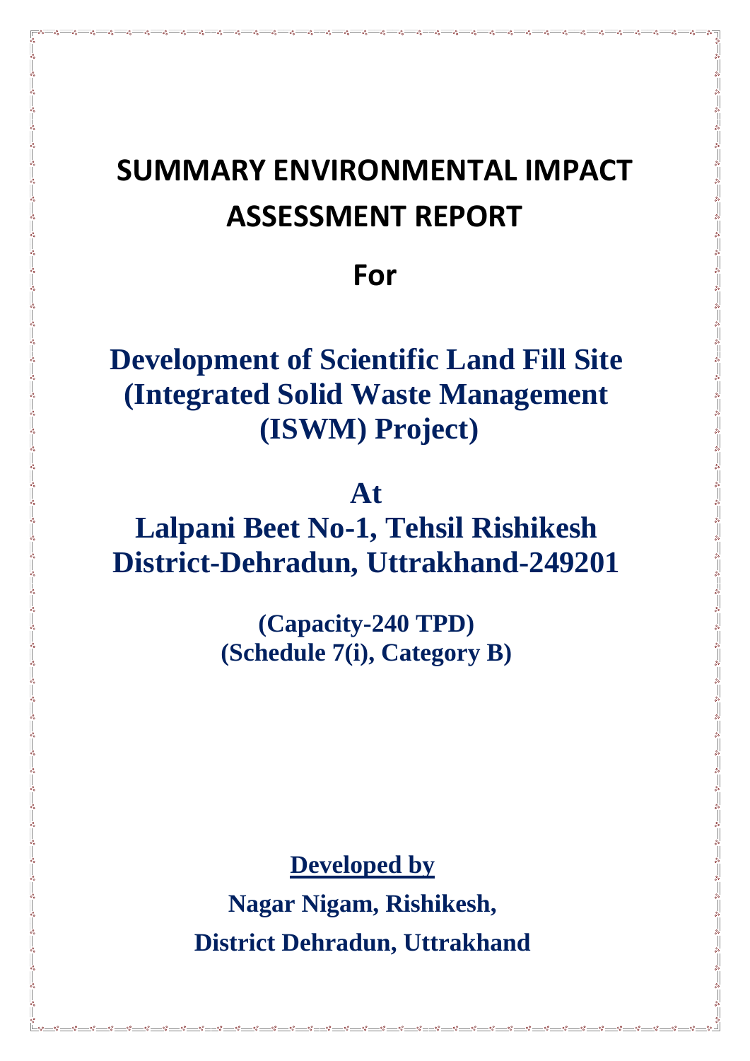# SUMMARY ENVIRONMENTAL IMPACT ASSESSMENT REPORT

## For

## Development of Scientific Land Fill Site (Integrated Solid Waste Management (ISWM) Project)

## At

## Lalpani Beet No-1, Tehsil Rishikesh District-Dehradun, Uttrakhand-249201

**(Capacity-240 TPD)**
**(Schedule 7(i), Category B)**

**Developed by**

**Nagar Nigam, Rishikesh,**

**District Dehradun, Uttrakhand**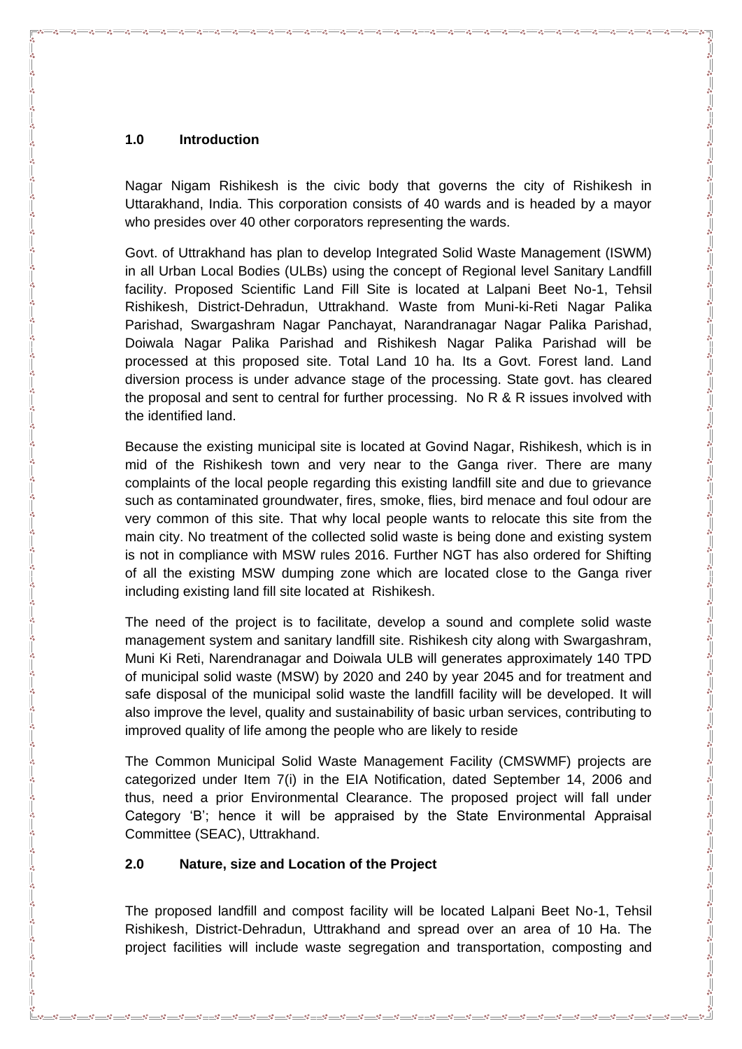## 1.0 Introduction

Nagar Nigam Rishikesh is the civic body that governs the city of Rishikesh in Uttarakhand, India. This corporation consists of 40 wards and is headed by a mayor who presides over 40 other corporators representing the wards.

Govt. of Uttrakhand has plan to develop Integrated Solid Waste Management (ISWM) in all Urban Local Bodies (ULBs) using the concept of Regional level Sanitary Landfill facility. Proposed Scientific Land Fill Site is located at Lalpani Beet No-1, Tehsil Rishikesh, District-Dehradun, Uttrakhand. Waste from Muni-ki-Reti Nagar Palika Parishad, Swargashram Nagar Panchayat, Narandranagar Nagar Palika Parishad, Doiwala Nagar Palika Parishad and Rishikesh Nagar Palika Parishad will be processed at this proposed site. Total Land 10 ha. Its a Govt. Forest land. Land diversion process is under advance stage of the processing. State govt. has cleared the proposal and sent to central for further processing. No R & R issues involved with the identified land.

Because the existing municipal site is located at Govind Nagar, Rishikesh, which is in mid of the Rishikesh town and very near to the Ganga river. There are many complaints of the local people regarding this existing landfill site and due to grievance such as contaminated groundwater, fires, smoke, flies, bird menace and foul odour are very common of this site. That why local people wants to relocate this site from the main city. No treatment of the collected solid waste is being done and existing system is not in compliance with MSW rules 2016. Further NGT has also ordered for Shifting of all the existing MSW dumping zone which are located close to the Ganga river including existing land fill site located at Rishikesh.

The need of the project is to facilitate, develop a sound and complete solid waste management system and sanitary landfill site. Rishikesh city along with Swargashram, Muni Ki Reti, Narendranagar and Doiwala ULB will generates approximately 140 TPD of municipal solid waste (MSW) by 2020 and 240 by year 2045 and for treatment and safe disposal of the municipal solid waste the landfill facility will be developed. It will also improve the level, quality and sustainability of basic urban services, contributing to improved quality of life among the people who are likely to reside

The Common Municipal Solid Waste Management Facility (CMSWMF) projects are categorized under Item 7(i) in the EIA Notification, dated September 14, 2006 and thus, need a prior Environmental Clearance. The proposed project will fall under Category 'B'; hence it will be appraised by the State Environmental Appraisal Committee (SEAC), Uttrakhand.

## 2.0 Nature, size and Location of the Project

The proposed landfill and compost facility will be located Lalpani Beet No-1, Tehsil Rishikesh, District-Dehradun, Uttrakhand and spread over an area of 10 Ha. The project facilities will include waste segregation and transportation, composting and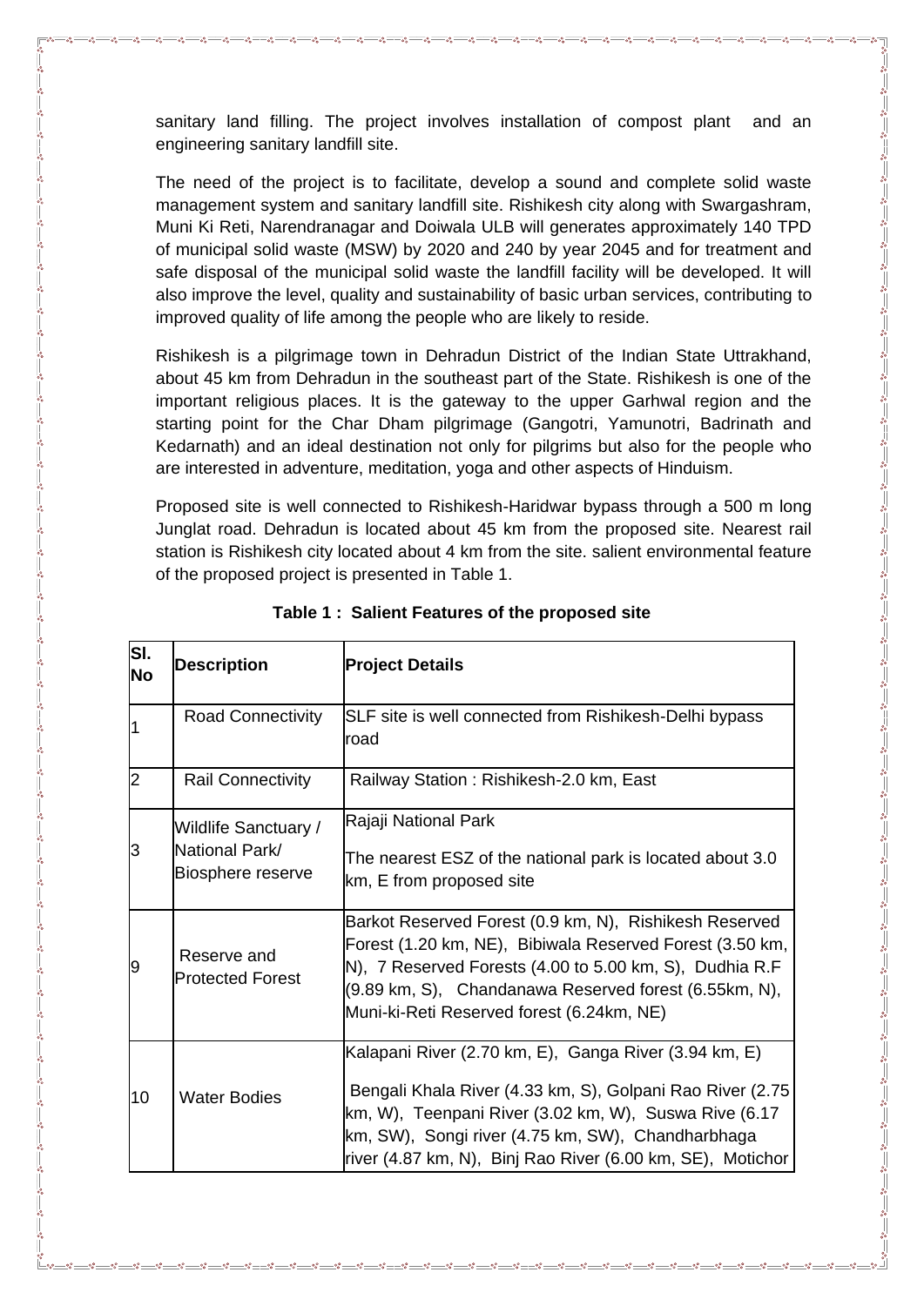sanitary land filling. The project involves installation of compost plant and an engineering sanitary landfill site.

The need of the project is to facilitate, develop a sound and complete solid waste management system and sanitary landfill site. Rishikesh city along with Swargashram, Muni Ki Reti, Narendranagar and Doiwala ULB will generates approximately 140 TPD of municipal solid waste (MSW) by 2020 and 240 by year 2045 and for treatment and safe disposal of the municipal solid waste the landfill facility will be developed. It will also improve the level, quality and sustainability of basic urban services, contributing to improved quality of life among the people who are likely to reside.

Rishikesh is a pilgrimage town in Dehradun District of the Indian State Uttrakhand, about 45 km from Dehradun in the southeast part of the State. Rishikesh is one of the important religious places. It is the gateway to the upper Garhwal region and the starting point for the Char Dham pilgrimage (Gangotri, Yamunotri, Badrinath and Kedarnath) and an ideal destination not only for pilgrims but also for the people who are interested in adventure, meditation, yoga and other aspects of Hinduism.

Proposed site is well connected to Rishikesh-Haridwar bypass through a 500 m long Junglat road. Dehradun is located about 45 km from the proposed site. Nearest rail station is Rishikesh city located about 4 km from the site. salient environmental feature of the proposed project is presented in Table 1.

**Table 1 : Salient Features of the proposed site**

| Sl. No | Description | Project Details |
|---|---|---|
| 1 | Road Connectivity | SLF site is well connected from Rishikesh-Delhi bypass road |
| 2 | Rail Connectivity | Railway Station : Rishikesh-2.0 km, East |
| 3 | Wildlife Sanctuary / National Park/ Biosphere reserve | Rajaji National Park<br><br>The nearest ESZ of the national park is located about 3.0 km, E from proposed site |
| 9 | Reserve and Protected Forest | Barkot Reserved Forest (0.9 km, N), Rishikesh Reserved Forest (1.20 km, NE), Bibiwala Reserved Forest (3.50 km, N), 7 Reserved Forests (4.00 to 5.00 km, S), Dudhia R.F (9.89 km, S), Chandanawa Reserved forest (6.55km, N), Muni-ki-Reti Reserved forest (6.24km, NE) |
| 10 | Water Bodies | Kalapani River (2.70 km, E), Ganga River (3.94 km, E)<br><br>Bengali Khala River (4.33 km, S), Golpani Rao River (2.75 km, W), Teenpani River (3.02 km, W), Suswa Rive (6.17 km, SW), Songi river (4.75 km, SW), Chandharbhaga river (4.87 km, N), Binj Rao River (6.00 km, SE), Motichor |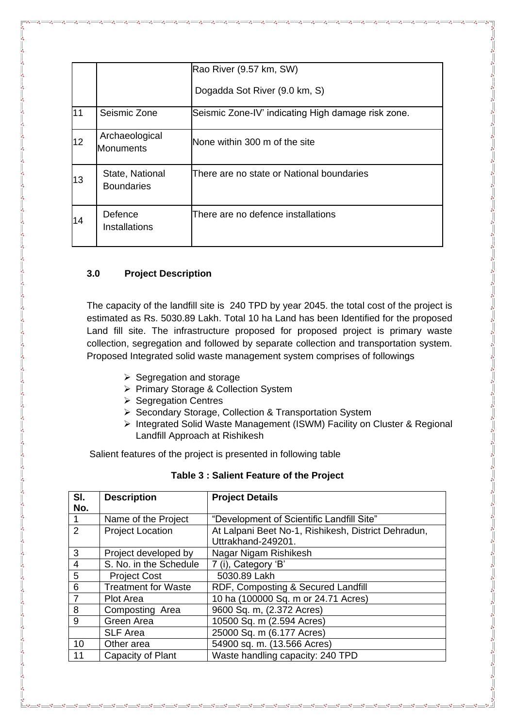| | | |
|---|---|---|
| | | Rao River (9.57 km, SW)<br><br>Dogadda Sot River (9.0 km, S) |
| 11 | Seismic Zone | Seismic Zone-IV' indicating High damage risk zone. |
| 12 | Archaeological Monuments | None within 300 m of the site |
| 13 | State, National Boundaries | There are no state or National boundaries |
| 14 | Defence Installations | There are no defence installations |

### 3.0 Project Description

The capacity of the landfill site is 240 TPD by year 2045. the total cost of the project is estimated as Rs. 5030.89 Lakh. Total 10 ha Land has been Identified for the proposed Land fill site. The infrastructure proposed for proposed project is primary waste collection, segregation and followed by separate collection and transportation system. Proposed Integrated solid waste management system comprises of followings

- Segregation and storage
- Primary Storage & Collection System
- Segregation Centres
- Secondary Storage, Collection & Transportation System
- Integrated Solid Waste Management (ISWM) Facility on Cluster & Regional Landfill Approach at Rishikesh

Salient features of the project is presented in following table

**Table 3 : Salient Feature of the Project**

| Sl. No. | Description | Project Details |
|---|---|---|
| 1 | Name of the Project | "Development of Scientific Landfill Site" |
| 2 | Project Location | At Lalpani Beet No-1, Rishikesh, District Dehradun, Uttrakhand-249201. |
| 3 | Project developed by | Nagar Nigam Rishikesh |
| 4 | S. No. in the Schedule | 7 (i), Category 'B' |
| 5 | Project Cost | 5030.89 Lakh |
| 6 | Treatment for Waste | RDF, Composting & Secured Landfill |
| 7 | Plot Area | 10 ha (100000 Sq. m or 24.71 Acres) |
| 8 | Composting Area | 9600 Sq. m, (2.372 Acres) |
| 9 | Green Area | 10500 Sq. m (2.594 Acres) |
| | SLF Area | 25000 Sq. m (6.177 Acres) |
| 10 | Other area | 54900 sq. m. (13.566 Acres) |
| 11 | Capacity of Plant | Waste handling capacity: 240 TPD |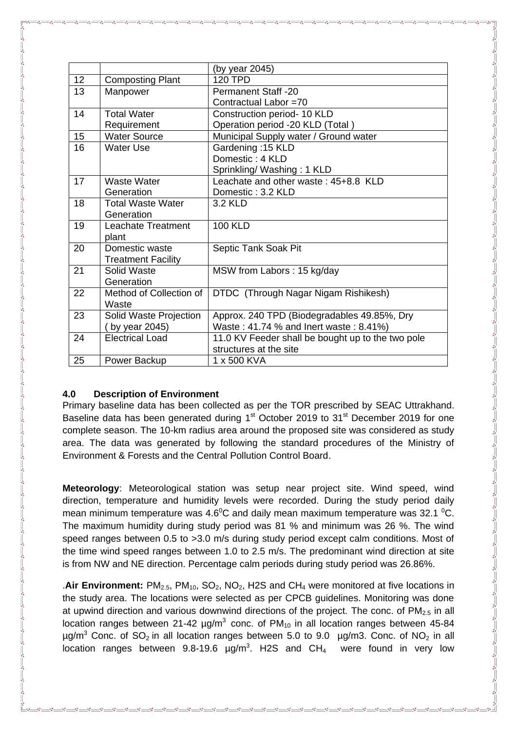| | | (by year 2045) |
|---|---|---|
| 12 | Composting Plant | 120 TPD |
| 13 | Manpower | Permanent Staff -20<br>Contractual Labor =70 |
| 14 | Total Water Requirement | Construction period- 10 KLD<br>Operation period -20 KLD (Total ) |
| 15 | Water Source | Municipal Supply water / Ground water |
| 16 | Water Use | Gardening :15 KLD<br>Domestic : 4 KLD<br>Sprinkling/ Washing : 1 KLD |
| 17 | Waste Water Generation | Leachate and other waste : 45+8.8 KLD<br>Domestic : 3.2 KLD |
| 18 | Total Waste Water Generation | 3.2 KLD |
| 19 | Leachate Treatment plant | 100 KLD |
| 20 | Domestic waste Treatment Facility | Septic Tank Soak Pit |
| 21 | Solid Waste Generation | MSW from Labors : 15 kg/day |
| 22 | Method of Collection of Waste | DTDC (Through Nagar Nigam Rishikesh) |
| 23 | Solid Waste Projection ( by year 2045) | Approx. 240 TPD (Biodegradables 49.85%, Dry Waste : 41.74 % and Inert waste : 8.41%) |
| 24 | Electrical Load | 11.0 KV Feeder shall be bought up to the two pole structures at the site |
| 25 | Power Backup | 1 x 500 KVA |

## 4.0 Description of Environment

Primary baseline data has been collected as per the TOR prescribed by SEAC Uttrakhand. Baseline data has been generated during 1st October 2019 to 31st December 2019 for one complete season. The 10-km radius area around the proposed site was considered as study area. The data was generated by following the standard procedures of the Ministry of Environment & Forests and the Central Pollution Control Board.

**Meteorology**: Meteorological station was setup near project site. Wind speed, wind direction, temperature and humidity levels were recorded. During the study period daily mean minimum temperature was $4.6^{0}$C and daily mean maximum temperature was 32.1 $^{0}$C. The maximum humidity during study period was 81 % and minimum was 26 %. The wind speed ranges between 0.5 to >3.0 m/s during study period except calm conditions. Most of the time wind speed ranges between 1.0 to 2.5 m/s. The predominant wind direction at site is from NW and NE direction. Percentage calm periods during study period was 26.86%.

.**Air Environment:** $PM_{2.5}$, $PM_{10}$, $SO_2$, $NO_2$, H2S and $CH_4$ were monitored at five locations in the study area. The locations were selected as per CPCB guidelines. Monitoring was done at upwind direction and various downwind directions of the project. The conc. of $PM_{2.5}$ in all location ranges between 21-42 µg/m$^3$ conc. of $PM_{10}$ in all location ranges between 45-84 µg/m$^3$ Conc. of $SO_2$ in all location ranges between 5.0 to 9.0 µg/m3. Conc. of $NO_2$ in all location ranges between 9.8-19.6 µg/m$^3$. H2S and $CH_4$ were found in very low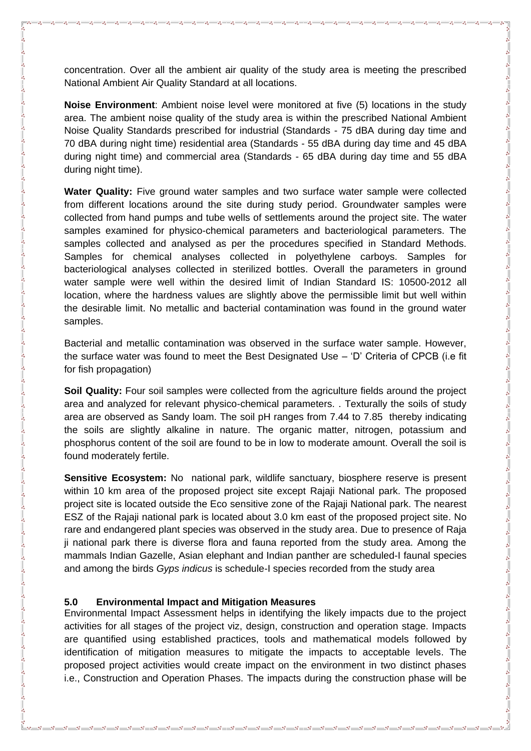concentration. Over all the ambient air quality of the study area is meeting the prescribed National Ambient Air Quality Standard at all locations.

**Noise Environment**: Ambient noise level were monitored at five (5) locations in the study area. The ambient noise quality of the study area is within the prescribed National Ambient Noise Quality Standards prescribed for industrial (Standards - 75 dBA during day time and 70 dBA during night time) residential area (Standards - 55 dBA during day time and 45 dBA during night time) and commercial area (Standards - 65 dBA during day time and 55 dBA during night time).

**Water Quality:** Five ground water samples and two surface water sample were collected from different locations around the site during study period. Groundwater samples were collected from hand pumps and tube wells of settlements around the project site. The water samples examined for physico-chemical parameters and bacteriological parameters. The samples collected and analysed as per the procedures specified in Standard Methods. Samples for chemical analyses collected in polyethylene carboys. Samples for bacteriological analyses collected in sterilized bottles. Overall the parameters in ground water sample were well within the desired limit of Indian Standard IS: 10500-2012 all location, where the hardness values are slightly above the permissible limit but well within the desirable limit. No metallic and bacterial contamination was found in the ground water samples.

Bacterial and metallic contamination was observed in the surface water sample. However, the surface water was found to meet the Best Designated Use – 'D' Criteria of CPCB (i.e fit for fish propagation)

**Soil Quality:** Four soil samples were collected from the agriculture fields around the project area and analyzed for relevant physico-chemical parameters. . Texturally the soils of study area are observed as Sandy loam. The soil pH ranges from 7.44 to 7.85 thereby indicating the soils are slightly alkaline in nature. The organic matter, nitrogen, potassium and phosphorus content of the soil are found to be in low to moderate amount. Overall the soil is found moderately fertile.

**Sensitive Ecosystem:** No national park, wildlife sanctuary, biosphere reserve is present within 10 km area of the proposed project site except Rajaji National park. The proposed project site is located outside the Eco sensitive zone of the Rajaji National park. The nearest ESZ of the Rajaji national park is located about 3.0 km east of the proposed project site. No rare and endangered plant species was observed in the study area. Due to presence of Raja ji national park there is diverse flora and fauna reported from the study area. Among the mammals Indian Gazelle, Asian elephant and Indian panther are scheduled-I faunal species and among the birds *Gyps indicus* is schedule-I species recorded from the study area

## 5.0 Environmental Impact and Mitigation Measures

Environmental Impact Assessment helps in identifying the likely impacts due to the project activities for all stages of the project viz, design, construction and operation stage. Impacts are quantified using established practices, tools and mathematical models followed by identification of mitigation measures to mitigate the impacts to acceptable levels. The proposed project activities would create impact on the environment in two distinct phases i.e., Construction and Operation Phases. The impacts during the construction phase will be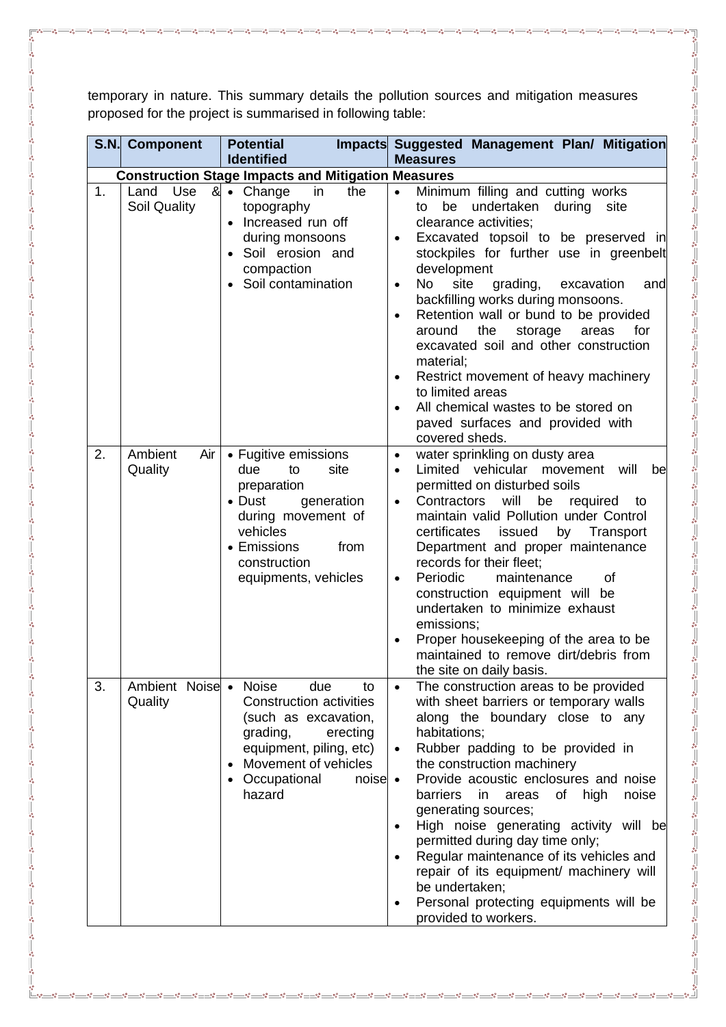temporary in nature. This summary details the pollution sources and mitigation measures proposed for the project is summarised in following table:

| S.N. | Component | Potential Impacts Identified | Suggested Management Plan/ Mitigation Measures |
|---|---|---|---|
| **Construction Stage Impacts and Mitigation Measures** | | | |
| 1. | Land Use & Soil Quality | • Change in the topography<br>• Increased run off during monsoons<br>• Soil erosion and compaction<br>• Soil contamination | • Minimum filling and cutting works to be undertaken during site clearance activities;<br>• Excavated topsoil to be preserved in stockpiles for further use in greenbelt development<br>• No site grading, excavation and backfilling works during monsoons.<br>• Retention wall or bund to be provided around the storage areas for excavated soil and other construction material;<br>• Restrict movement of heavy machinery to limited areas<br>• All chemical wastes to be stored on paved surfaces and provided with covered sheds. |
| 2. | Ambient Air Quality | • Fugitive emissions due to site preparation<br>• Dust generation during movement of vehicles<br>• Emissions from construction equipments, vehicles | • water sprinkling on dusty area<br>• Limited vehicular movement will be permitted on disturbed soils<br>• Contractors will be required to maintain valid Pollution under Control certificates issued by Transport Department and proper maintenance records for their fleet;<br>• Periodic maintenance of construction equipment will be undertaken to minimize exhaust emissions;<br>• Proper housekeeping of the area to be maintained to remove dirt/debris from the site on daily basis. |
| 3. | Ambient Noise Quality | • Noise due to Construction activities (such as excavation, grading, erecting equipment, piling, etc)<br>• Movement of vehicles<br>• Occupational noise hazard | • The construction areas to be provided with sheet barriers or temporary walls along the boundary close to any habitations;<br>• Rubber padding to be provided in the construction machinery<br>• Provide acoustic enclosures and noise barriers in areas of high noise generating sources;<br>• High noise generating activity will be permitted during day time only;<br>• Regular maintenance of its vehicles and repair of its equipment/ machinery will be undertaken;<br>• Personal protecting equipments will be provided to workers. |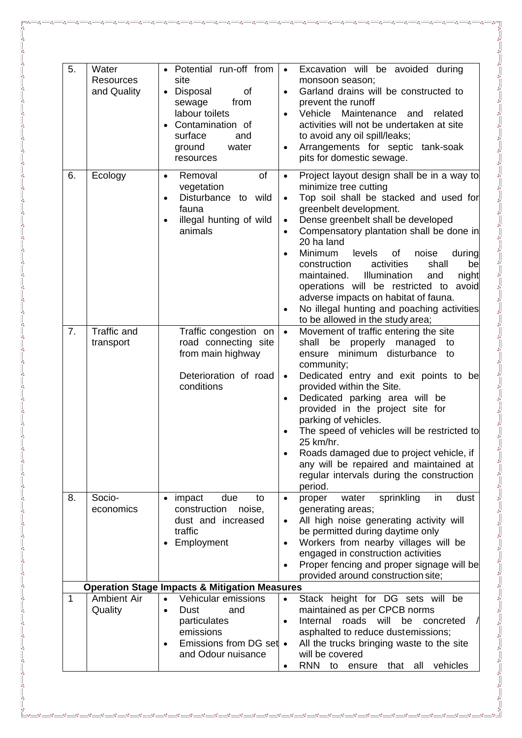| | | | |
|---|---|---|---|
| 5. | Water Resources and Quality | • Potential run-off from site<br>• Disposal of sewage from labour toilets<br>• Contamination of surface and ground water resources | • Excavation will be avoided during monsoon season;<br>• Garland drains will be constructed to prevent the runoff<br>• Vehicle Maintenance and related activities will not be undertaken at site to avoid any oil spill/leaks;<br>• Arrangements for septic tank-soak pits for domestic sewage. |
| 6. | Ecology | • Removal of vegetation<br>• Disturbance to wild fauna<br>• illegal hunting of wild animals | • Project layout design shall be in a way to minimize tree cutting<br>• Top soil shall be stacked and used for greenbelt development.<br>• Dense greenbelt shall be developed<br>• Compensatory plantation shall be done in 20 ha land<br>• Minimum levels of noise during construction activities shall be maintained. Illumination and night operations will be restricted to avoid adverse impacts on habitat of fauna.<br>• No illegal hunting and poaching activities to be allowed in the study area; |
| 7. | Traffic and transport | Traffic congestion on road connecting site from main highway<br><br>Deterioration of road conditions | • Movement of traffic entering the site shall be properly managed to ensure minimum disturbance to community;<br>• Dedicated entry and exit points to be provided within the Site.<br>• Dedicated parking area will be provided in the project site for parking of vehicles.<br>• The speed of vehicles will be restricted to 25 km/hr.<br>• Roads damaged due to project vehicle, if any will be repaired and maintained at regular intervals during the construction period. |
| 8. | Socio-economics | • impact due to construction noise, dust and increased traffic<br>• Employment | • proper water sprinkling in dust generating areas;<br>• All high noise generating activity will be permitted during daytime only<br>• Workers from nearby villages will be engaged in construction activities<br>• Proper fencing and proper signage will be provided around construction site; |
| **Operation Stage Impacts & Mitigation Measures** | | | |
| 1 | Ambient Air Quality | • Vehicular emissions<br>• Dust and particulates emissions<br>• Emissions from DG set and Odour nuisance | • Stack height for DG sets will be maintained as per CPCB norms<br>• Internal roads will be concreted / asphalted to reduce dustemissions;<br>• All the trucks bringing waste to the site will be covered<br>• RNN to ensure that all vehicles |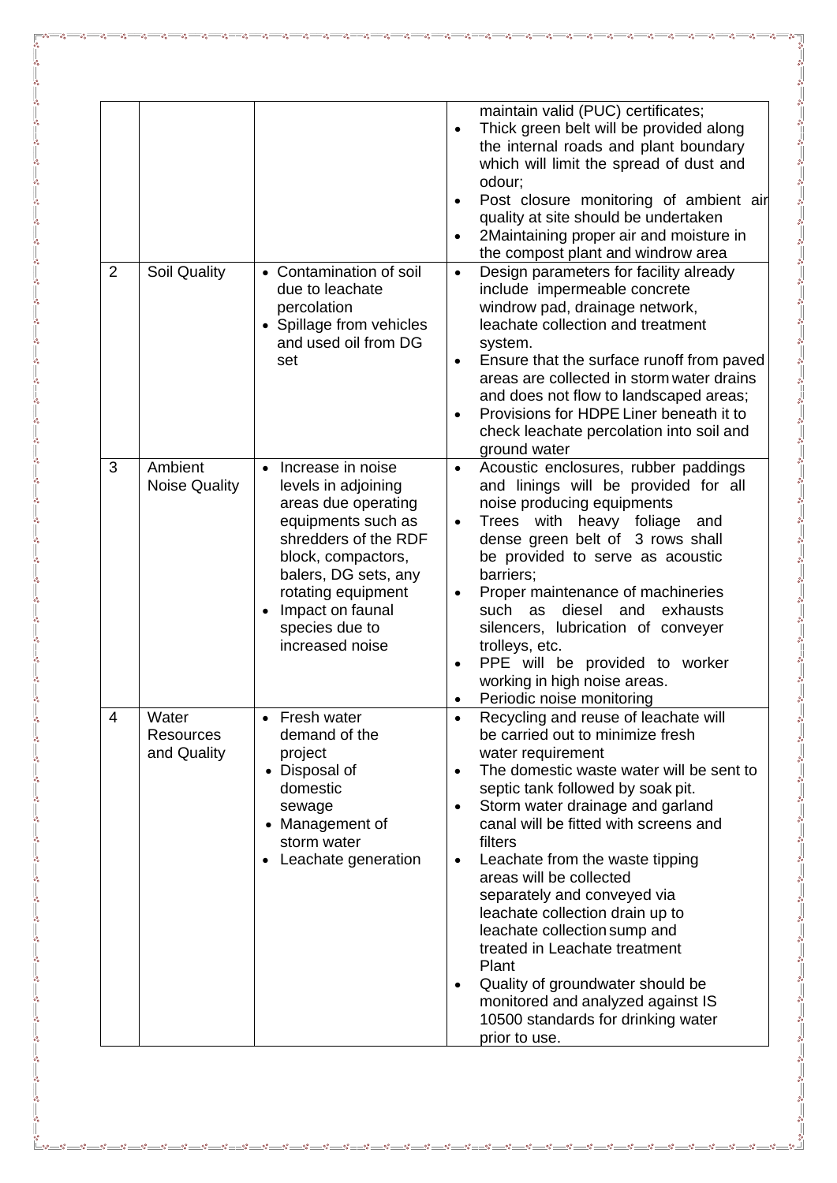| | | | |
|---|---|---|---|
| | | | maintain valid (PUC) certificates;<br>• Thick green belt will be provided along the internal roads and plant boundary which will limit the spread of dust and odour;<br>• Post closure monitoring of ambient air quality at site should be undertaken<br>• 2Maintaining proper air and moisture in the compost plant and windrow area |
| 2 | Soil Quality | • Contamination of soil due to leachate percolation<br>• Spillage from vehicles and used oil from DG set | • Design parameters for facility already include impermeable concrete windrow pad, drainage network, leachate collection and treatment system.<br>• Ensure that the surface runoff from paved areas are collected in storm water drains and does not flow to landscaped areas;<br>• Provisions for HDPE Liner beneath it to check leachate percolation into soil and ground water |
| 3 | Ambient Noise Quality | • Increase in noise levels in adjoining areas due operating equipments such as shredders of the RDF block, compactors, balers, DG sets, any rotating equipment<br>• Impact on faunal species due to increased noise | • Acoustic enclosures, rubber paddings and linings will be provided for all noise producing equipments<br>• Trees with heavy foliage and dense green belt of 3 rows shall be provided to serve as acoustic barriers;<br>• Proper maintenance of machineries such as diesel and exhausts silencers, lubrication of conveyer trolleys, etc.<br>• PPE will be provided to worker working in high noise areas.<br>• Periodic noise monitoring |
| 4 | Water Resources and Quality | • Fresh water demand of the project<br>• Disposal of domestic sewage<br>• Management of storm water<br>• Leachate generation | • Recycling and reuse of leachate will be carried out to minimize fresh water requirement<br>• The domestic waste water will be sent to septic tank followed by soak pit.<br>• Storm water drainage and garland canal will be fitted with screens and filters<br>• Leachate from the waste tipping areas will be collected separately and conveyed via leachate collection drain up to leachate collection sump and treated in Leachate treatment Plant<br>• Quality of groundwater should be monitored and analyzed against IS 10500 standards for drinking water prior to use. |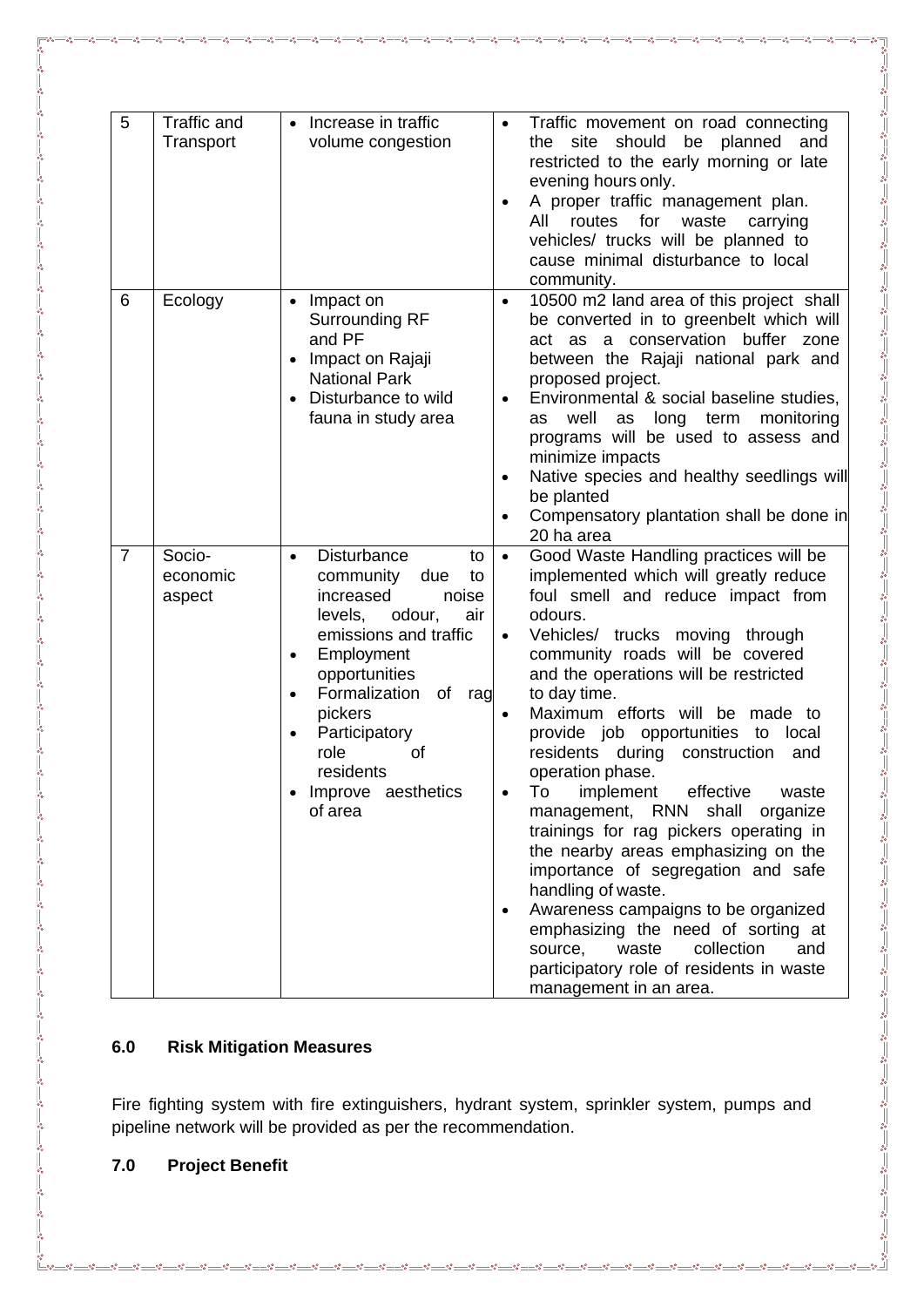| 5 | Traffic and Transport | • Increase in traffic volume congestion | • Traffic movement on road connecting the site should be planned and restricted to the early morning or late evening hours only.<br>• A proper traffic management plan. All routes for waste carrying vehicles/ trucks will be planned to cause minimal disturbance to local community. |
|---|---|---|---|
| 6 | Ecology | • Impact on Surrounding RF and PF<br>• Impact on Rajaji National Park<br>• Disturbance to wild fauna in study area | • 10500 m2 land area of this project shall be converted in to greenbelt which will act as a conservation buffer zone between the Rajaji national park and proposed project.<br>• Environmental & social baseline studies, as well as long term monitoring programs will be used to assess and minimize impacts<br>• Native species and healthy seedlings will be planted<br>• Compensatory plantation shall be done in 20 ha area |
| 7 | Socio-economic aspect | • Disturbance to community due to increased noise levels, odour, air emissions and traffic<br>• Employment opportunities<br>• Formalization of rag pickers<br>• Participatory role of residents<br>• Improve aesthetics of area | • Good Waste Handling practices will be implemented which will greatly reduce foul smell and reduce impact from odours.<br>• Vehicles/ trucks moving through community roads will be covered and the operations will be restricted to day time.<br>• Maximum efforts will be made to provide job opportunities to local residents during construction and operation phase.<br>• To implement effective waste management, RNN shall organize trainings for rag pickers operating in the nearby areas emphasizing on the importance of segregation and safe handling of waste.<br>• Awareness campaigns to be organized emphasizing the need of sorting at source, waste collection and participatory role of residents in waste management in an area. |

## 6.0 Risk Mitigation Measures

Fire fighting system with fire extinguishers, hydrant system, sprinkler system, pumps and pipeline network will be provided as per the recommendation.

## 7.0 Project Benefit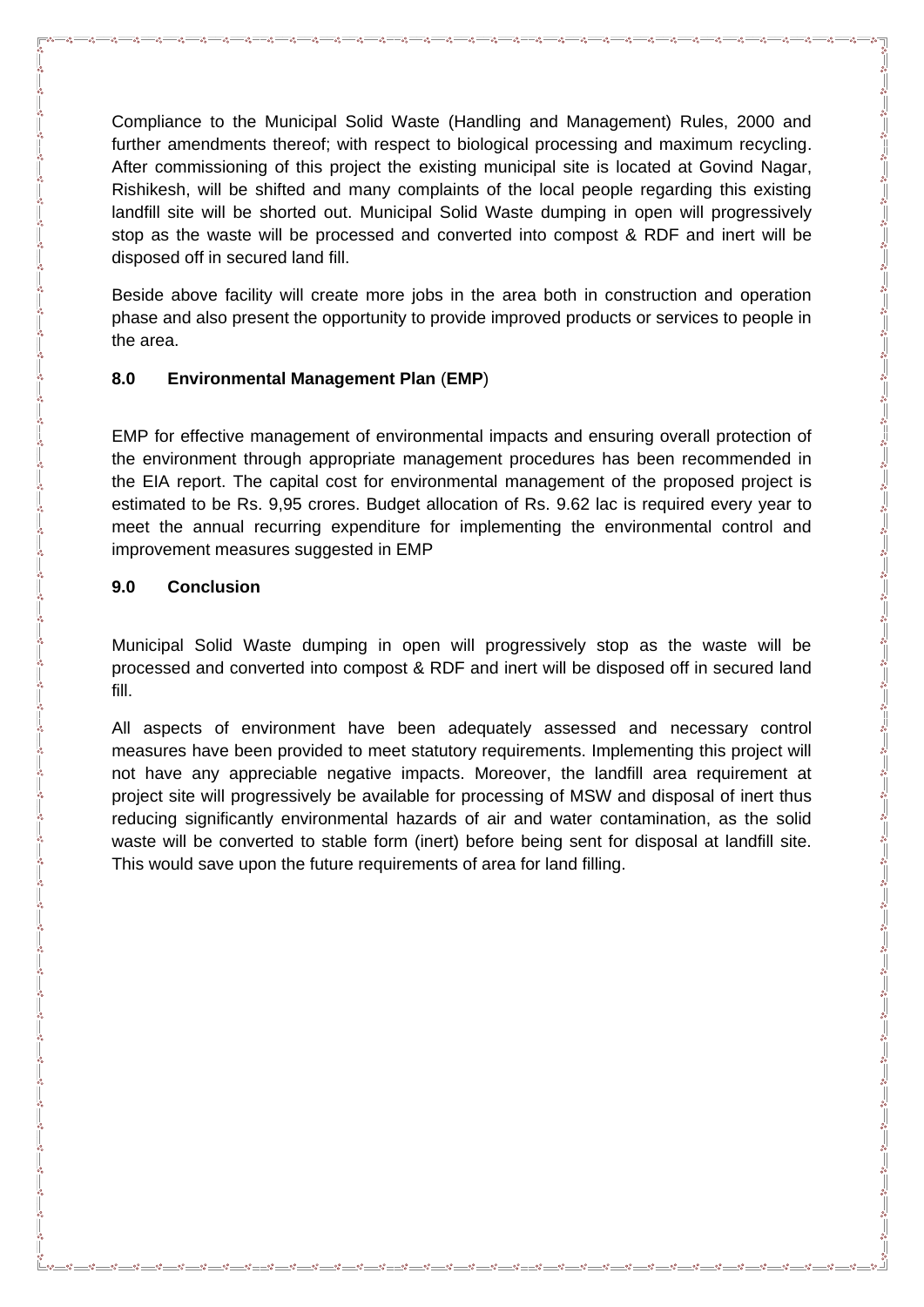Compliance to the Municipal Solid Waste (Handling and Management) Rules, 2000 and further amendments thereof; with respect to biological processing and maximum recycling. After commissioning of this project the existing municipal site is located at Govind Nagar, Rishikesh, will be shifted and many complaints of the local people regarding this existing landfill site will be shorted out. Municipal Solid Waste dumping in open will progressively stop as the waste will be processed and converted into compost & RDF and inert will be disposed off in secured land fill.

Beside above facility will create more jobs in the area both in construction and operation phase and also present the opportunity to provide improved products or services to people in the area.

## 8.0 Environmental Management Plan (EMP)

EMP for effective management of environmental impacts and ensuring overall protection of the environment through appropriate management procedures has been recommended in the EIA report. The capital cost for environmental management of the proposed project is estimated to be Rs. 9,95 crores. Budget allocation of Rs. 9.62 lac is required every year to meet the annual recurring expenditure for implementing the environmental control and improvement measures suggested in EMP

## 9.0 Conclusion

Municipal Solid Waste dumping in open will progressively stop as the waste will be processed and converted into compost & RDF and inert will be disposed off in secured land fill.

All aspects of environment have been adequately assessed and necessary control measures have been provided to meet statutory requirements. Implementing this project will not have any appreciable negative impacts. Moreover, the landfill area requirement at project site will progressively be available for processing of MSW and disposal of inert thus reducing significantly environmental hazards of air and water contamination, as the solid waste will be converted to stable form (inert) before being sent for disposal at landfill site. This would save upon the future requirements of area for land filling.